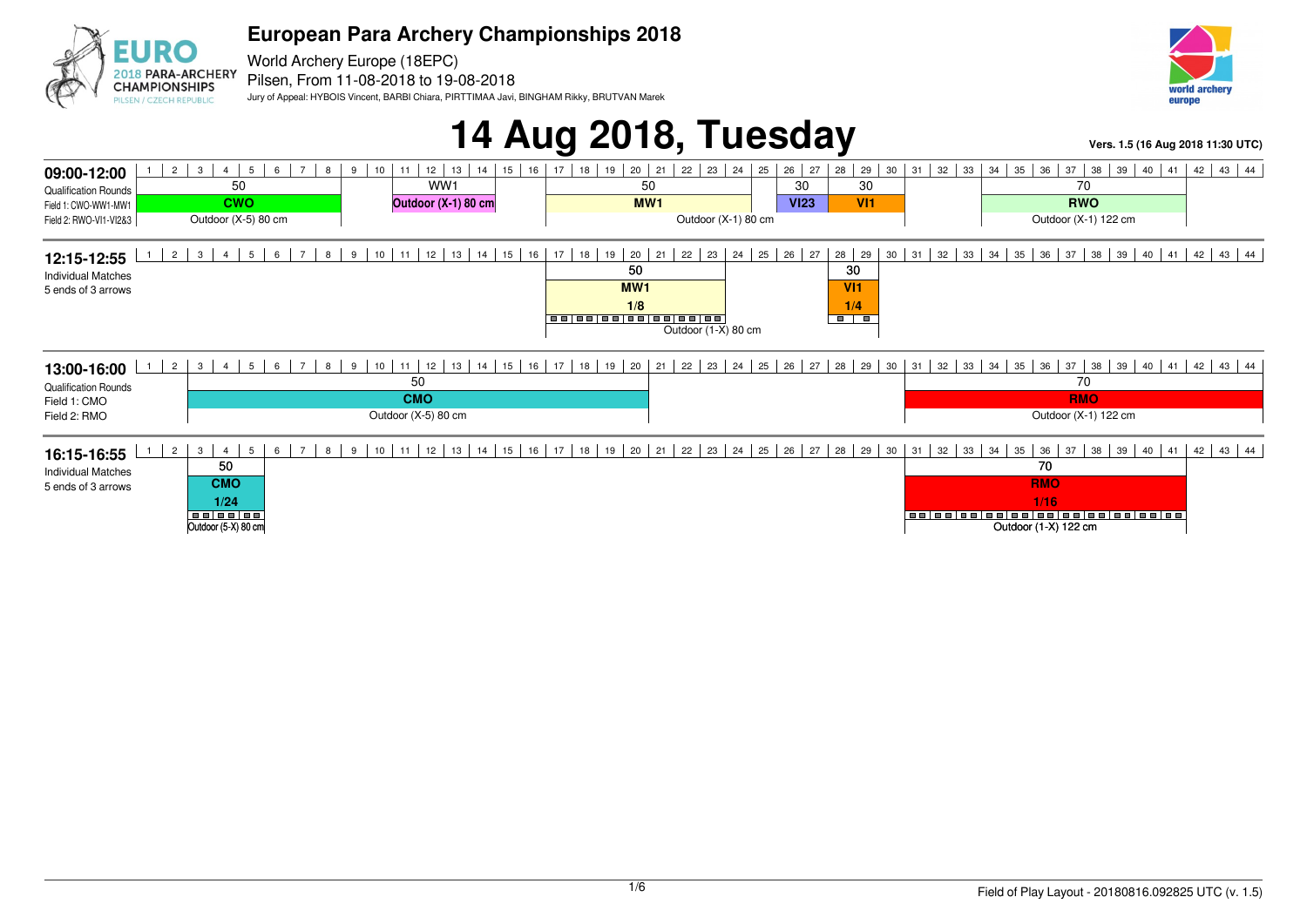# European Para Archery Championships 2018

World Archery Europe (18EPC)
Pilsen, From 11-08-2018 to 19-08-2018
Jury of Appeal: HYBOIS Vincent, BARBI Chiara, PIRTTIMAA Javi, BINGHAM Rikky, BRUTVAN Marek

## 14 Aug 2018, Tuesday

**Vers. 1.5 (16 Aug 2018 11:30 UTC)**

### 09:00-12:00

Qualification Rounds
Field 1: CWO-WW1-MW1
Field 2: RWO-VI1-VI2&3

| Targets | Distance | Category | Target face |
|---|---|---|---|
| 1–8 | 50 | CWO | Outdoor (X-5) 80 cm |
| 10–16 | WW1 | | Outdoor (X-1) 80 cm |
| 17–24 | 50 | MW1 | Outdoor (X-1) 80 cm |
| 26–27 | 30 | VI23 | |
| 28–30 | 30 | VI1 | |
| 34–41 | 70 | RWO | Outdoor (X-1) 122 cm |

### 12:15-12:55

Individual Matches
5 ends of 3 arrows

| Targets | Distance | Category | Phase | Target face |
|---|---|---|---|---|
| 17–24 | 50 | MW1 | 1/8 | Outdoor (1-X) 80 cm |
| 28–29 | 30 | VI1 | 1/4 | |

### 13:00-16:00

Qualification Rounds
Field 1: CMO
Field 2: RMO

| Targets | Distance | Category | Target face |
|---|---|---|---|
| 3–20 | 50 | CMO | Outdoor (X-5) 80 cm |
| 31–44 | 70 | RMO | Outdoor (X-1) 122 cm |

### 16:15-16:55

Individual Matches
5 ends of 3 arrows

| Targets | Distance | Category | Phase | Target face |
|---|---|---|---|---|
| 3–5 | 50 | CMO | 1/24 | Outdoor (5-X) 80 cm |
| 31–41 | 70 | RMO | 1/16 | Outdoor (1-X) 122 cm |

Field of Play Layout - 20180816.092825 UTC (v. 1.5)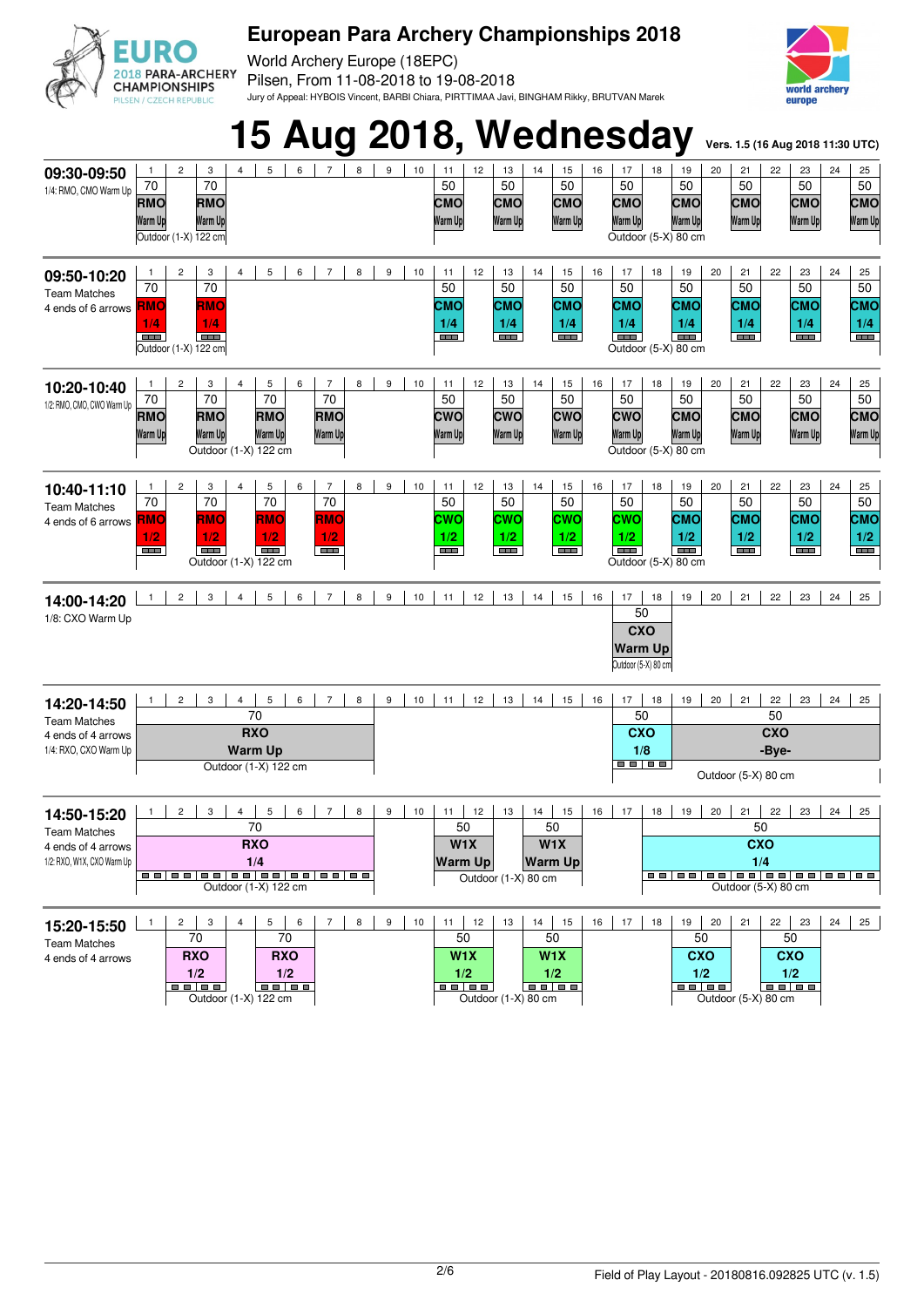# European Para Archery Championships 2018

World Archery Europe (18EPC)

Pilsen, From 11-08-2018 to 19-08-2018

Jury of Appeal: HYBOIS Vincent, BARBI Chiara, PIRTTIMAA Javi, BINGHAM Rikky, BRUTVAN Marek

# 15 Aug 2018, Wednesday

Vers. 1.5 (16 Aug 2018 11:30 UTC)

| Time / Session | 1 | 2 | 3 | 4 | 5 | 6 | 7 | 8 | 9 | 10 | 11 | 12 | 13 | 14 | 15 | 16 | 17 | 18 | 19 | 20 | 21 | 22 | 23 | 24 | 25 |
|---|---|---|---|---|---|---|---|---|---|---|---|---|---|---|---|---|---|---|---|---|---|---|---|---|---|
| **09:30-09:50** 1/4: RMO, CMO Warm Up | 70 RMO Warm Up | | 70 RMO Warm Up | | | | | | | | 50 CMO Warm Up | | 50 CMO Warm Up | | 50 CMO Warm Up | | 50 CMO Warm Up | | 50 CMO Warm Up | | 50 CMO Warm Up | | 50 CMO Warm Up | | 50 CMO Warm Up |
| | Outdoor (1-X) 122 cm | | | | | | | | | | | | | | | | Outdoor (5-X) 80 cm | | | | | | | | |
| **09:50-10:20** Team Matches 4 ends of 6 arrows | 70 RMO 1/4 | | 70 RMO 1/4 | | | | | | | | 50 CMO 1/4 | | 50 CMO 1/4 | | 50 CMO 1/4 | | 50 CMO 1/4 | | 50 CMO 1/4 | | 50 CMO 1/4 | | 50 CMO 1/4 | | 50 CMO 1/4 |
| | Outdoor (1-X) 122 cm | | | | | | | | | | | | | | | | Outdoor (5-X) 80 cm | | | | | | | | |
| **10:20-10:40** 1/2: RMO, CMO, CWO Warm Up | 70 RMO Warm Up | | 70 RMO Warm Up | | 70 RMO Warm Up | | 70 RMO Warm Up | | | | 50 CWO Warm Up | | 50 CWO Warm Up | | 50 CWO Warm Up | | 50 CWO Warm Up | | 50 CMO Warm Up | | 50 CMO Warm Up | | 50 CMO Warm Up | | 50 CMO Warm Up |
| | Outdoor (1-X) 122 cm | | | | | | | | | | | | | | | | Outdoor (5-X) 80 cm | | | | | | | | |
| **10:40-11:10** Team Matches 4 ends of 6 arrows | 70 RMO 1/2 | | 70 RMO 1/2 | | 70 RMO 1/2 | | 70 RMO 1/2 | | | | 50 CWO 1/2 | | 50 CWO 1/2 | | 50 CWO 1/2 | | 50 CWO 1/2 | | 50 CMO 1/2 | | 50 CMO 1/2 | | 50 CMO 1/2 | | 50 CMO 1/2 |
| | Outdoor (1-X) 122 cm | | | | | | | | | | | | | | | | Outdoor (5-X) 80 cm | | | | | | | | |
| **14:00-14:20** 1/8: CXO Warm Up | | | | | | | | | | | | | | | | | 50 CXO Warm Up Outdoor (5-X) 80 cm | | | | | | | | |
| **14:20-14:50** Team Matches 4 ends of 4 arrows 1/4: RXO, CXO Warm Up | 70 RXO Warm Up Outdoor (1-X) 122 cm (targets 1-8) | | | | | | | | | | | | | | | | 50 CXO 1/8 (targets 17-18) | | 50 CXO -Bye- (targets 19-25) | | | | | | |
| | | | | | | | | | | | | | | | | | Outdoor (5-X) 80 cm | | | | | | | | |
| **14:50-15:20** Team Matches 4 ends of 4 arrows 1/2: RXO, W1X, CXO Warm Up | 70 RXO 1/4 Outdoor (1-X) 122 cm (targets 1-8) | | | | | | | | | | 50 W1X Warm Up (targets 11-12) | | | 50 W1X Warm Up (targets 14-15) | | | | | 50 CXO 1/4 Outdoor (5-X) 80 cm (targets 18-25) | | | | | | |
| | | | | | | | | | | | Outdoor (1-X) 80 cm | | | | | | | | | | | | | | |
| **15:20-15:50** Team Matches 4 ends of 4 arrows | | 70 RXO 1/2 (targets 2-3) | | | 70 RXO 1/2 (targets 5-6) | | | | | | 50 W1X 1/2 (targets 11-12) | | | 50 W1X 1/2 (targets 14-15) | | | | | 50 CXO 1/2 (targets 19-20) | | | 50 CXO 1/2 (targets 22-23) | | | |
| | | Outdoor (1-X) 122 cm | | | | | | | | | Outdoor (1-X) 80 cm | | | | | | | | Outdoor (5-X) 80 cm | | | | | | |

Field of Play Layout - 20180816.092825 UTC (v. 1.5)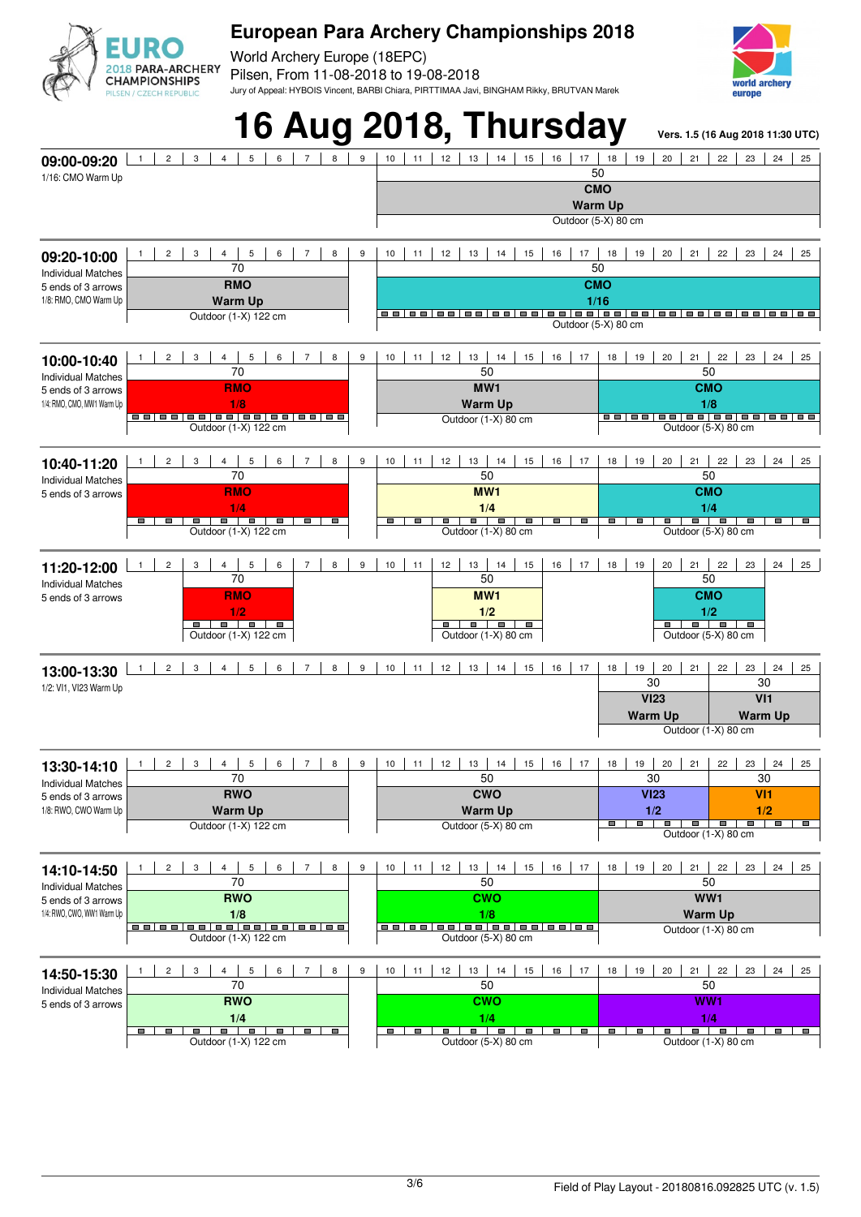# European Para Archery Championships 2018

World Archery Europe (18EPC)

Pilsen, From 11-08-2018 to 19-08-2018

Jury of Appeal: HYBOIS Vincent, BARBI Chiara, PIRTTIMAA Javi, BINGHAM Rikky, BRUTVAN Marek

# 16 Aug 2018, Thursday

Vers. 1.5 (16 Aug 2018 11:30 UTC)

| Time | Targets 1–9 | Targets 10–17 | Targets 18–25 |
|---|---|---|---|
| **09:00-09:20**<br>1/16: CMO Warm Up | | 50 – CMO Warm Up – Outdoor (5-X) 80 cm (targets 10–25) | |
| **09:20-10:00**<br>Individual Matches<br>5 ends of 3 arrows<br>1/8: RMO, CMO Warm Up | 70 – RMO Warm Up – Outdoor (1-X) 122 cm (targets 1–8) | 50 – CMO 1/16 – Outdoor (5-X) 80 cm (targets 10–25) | |
| **10:00-10:40**<br>Individual Matches<br>5 ends of 3 arrows<br>1/4: RMO, CMO, MW1 Warm Up | 70 – RMO 1/8 – Outdoor (1-X) 122 cm | 50 – MW1 Warm Up – Outdoor (1-X) 80 cm | 50 – CMO 1/8 – Outdoor (5-X) 80 cm |
| **10:40-11:20**<br>Individual Matches<br>5 ends of 3 arrows | 70 – RMO 1/4 – Outdoor (1-X) 122 cm | 50 – MW1 1/4 – Outdoor (1-X) 80 cm | 50 – CMO 1/4 – Outdoor (5-X) 80 cm |
| **11:20-12:00**<br>Individual Matches<br>5 ends of 3 arrows | 70 – RMO 1/2 – Outdoor (1-X) 122 cm (targets 3–6) | 50 – MW1 1/2 – Outdoor (1-X) 80 cm (targets 12–15) | 50 – CMO 1/2 – Outdoor (5-X) 80 cm (targets 20–23) |
| **13:00-13:30**<br>1/2: VI1, VI23 Warm Up | | | 30 – VI23 Warm Up (targets 18–21); 30 – VI1 Warm Up (targets 22–25) – Outdoor (1-X) 80 cm |
| **13:30-14:10**<br>Individual Matches<br>5 ends of 3 arrows<br>1/8: RWO, CWO Warm Up | 70 – RWO Warm Up – Outdoor (1-X) 122 cm | 50 – CWO Warm Up – Outdoor (5-X) 80 cm | 30 – VI23 1/2 (targets 18–21); 30 – VI1 1/2 (targets 22–25) – Outdoor (1-X) 80 cm |
| **14:10-14:50**<br>Individual Matches<br>5 ends of 3 arrows<br>1/4: RWO, CWO, WW1 Warm Up | 70 – RWO 1/8 – Outdoor (1-X) 122 cm | 50 – CWO 1/8 – Outdoor (5-X) 80 cm | 50 – WW1 Warm Up – Outdoor (1-X) 80 cm |
| **14:50-15:30**<br>Individual Matches<br>5 ends of 3 arrows | 70 – RWO 1/4 – Outdoor (1-X) 122 cm | 50 – CWO 1/4 – Outdoor (5-X) 80 cm | 50 – WW1 1/4 – Outdoor (1-X) 80 cm |

Field of Play Layout - 20180816.092825 UTC (v. 1.5)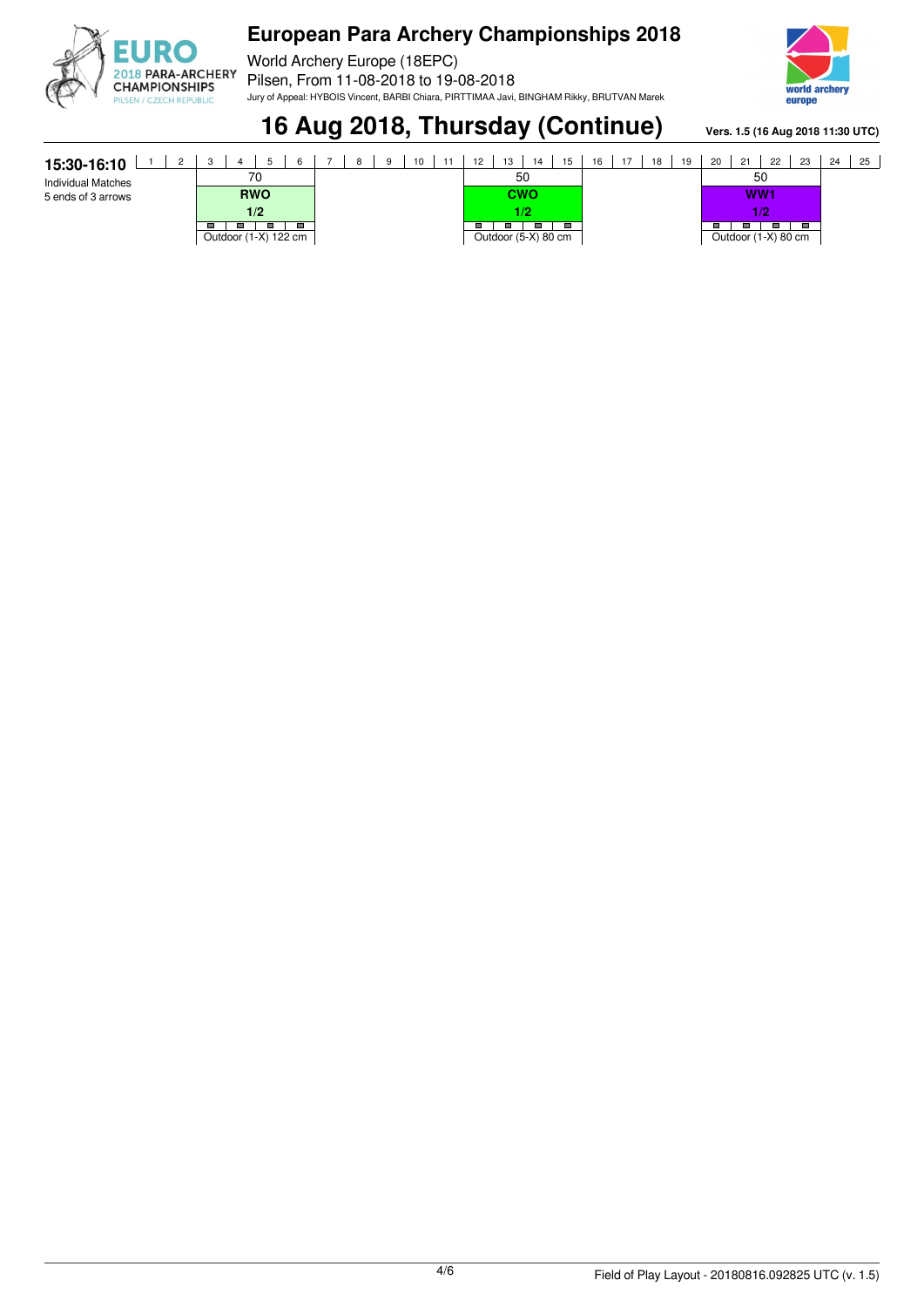# European Para Archery Championships 2018

World Archery Europe (18EPC)

Pilsen, From 11-08-2018 to 19-08-2018

Jury of Appeal: HYBOIS Vincent, BARBI Chiara, PIRTTIMAA Javi, BINGHAM Rikky, BRUTVAN Marek

## 16 Aug 2018, Thursday (Continue)

**Vers. 1.5 (16 Aug 2018 11:30 UTC)**

| 15:30-16:10 | 1 | 2 | 3 | 4 | 5 | 6 | 7 | 8 | 9 | 10 | 11 | 12 | 13 | 14 | 15 | 16 | 17 | 18 | 19 | 20 | 21 | 22 | 23 | 24 | 25 |
|---|---|---|---|---|---|---|---|---|---|---|---|---|---|---|---|---|---|---|---|---|---|---|---|---|---|
| Individual Matches<br>5 ends of 3 arrows | | | 70 | | | | | | | | | 50 | | | | | | | | 50 | | | | | |
| | | | **RWO** | | | | | | | | | **CWO** | | | | | | | | **WW1** | | | | | |
| | | | **1/2** | | | | | | | | | **1/2** | | | | | | | | **1/2** | | | | | |
| | | | Outdoor (1-X) 122 cm | | | | | | | | | Outdoor (5-X) 80 cm | | | | | | | | Outdoor (1-X) 80 cm | | | | | |

Field of Play Layout - 20180816.092825 UTC (v. 1.5)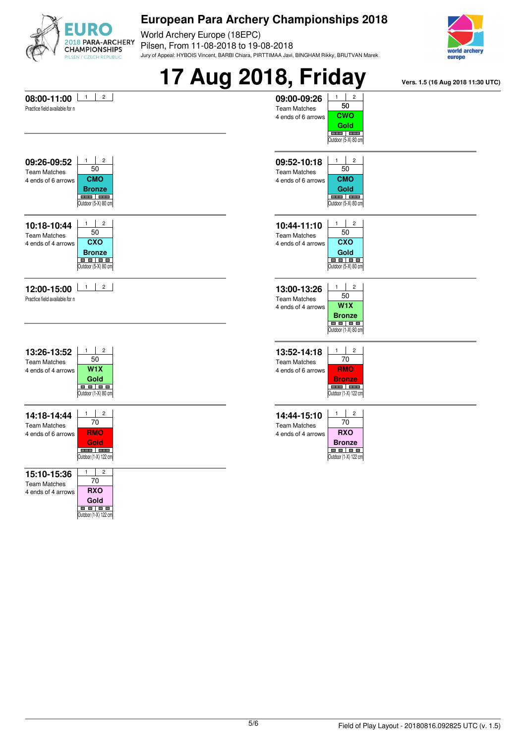# European Para Archery Championships 2018

World Archery Europe (18EPC)
Pilsen, From 11-08-2018 to 19-08-2018
Jury of Appeal: HYBOIS Vincent, BARBI Chiara, PIRTTIMAA Javi, BINGHAM Rikky, BRUTVAN Marek

# 17 Aug 2018, Friday

**Vers. 1.5 (16 Aug 2018 11:30 UTC)**

| Time | Session | Targets | Distance | Event | Phase | Target face |
|---|---|---|---|---|---|---|
| **08:00-11:00** | Practice field available for n | 1, 2 | | | | |
| **09:00-09:26** | Team Matches, 4 ends of 6 arrows | 1, 2 | 50 | CWO | Gold | Outdoor (5-X) 80 cm |
| **09:26-09:52** | Team Matches, 4 ends of 6 arrows | 1, 2 | 50 | CMO | Bronze | Outdoor (5-X) 80 cm |
| **09:52-10:18** | Team Matches, 4 ends of 6 arrows | 1, 2 | 50 | CMO | Gold | Outdoor (5-X) 80 cm |
| **10:18-10:44** | Team Matches, 4 ends of 4 arrows | 1, 2 | 50 | CXO | Bronze | Outdoor (5-X) 80 cm |
| **10:44-11:10** | Team Matches, 4 ends of 4 arrows | 1, 2 | 50 | CXO | Gold | Outdoor (5-X) 80 cm |
| **12:00-15:00** | Practice field available for n | 1, 2 | | | | |
| **13:00-13:26** | Team Matches, 4 ends of 4 arrows | 1, 2 | 50 | W1X | Bronze | Outdoor (1-X) 80 cm |
| **13:26-13:52** | Team Matches, 4 ends of 4 arrows | 1, 2 | 50 | W1X | Gold | Outdoor (1-X) 80 cm |
| **13:52-14:18** | Team Matches, 4 ends of 6 arrows | 1, 2 | 70 | RMO | Bronze | Outdoor (1-X) 122 cm |
| **14:18-14:44** | Team Matches, 4 ends of 6 arrows | 1, 2 | 70 | RMO | Gold | Outdoor (1-X) 122 cm |
| **14:44-15:10** | Team Matches, 4 ends of 4 arrows | 1, 2 | 70 | RXO | Bronze | Outdoor (1-X) 122 cm |
| **15:10-15:36** | Team Matches, 4 ends of 4 arrows | 1, 2 | 70 | RXO | Gold | Outdoor (1-X) 122 cm |

Field of Play Layout - 20180816.092825 UTC (v. 1.5)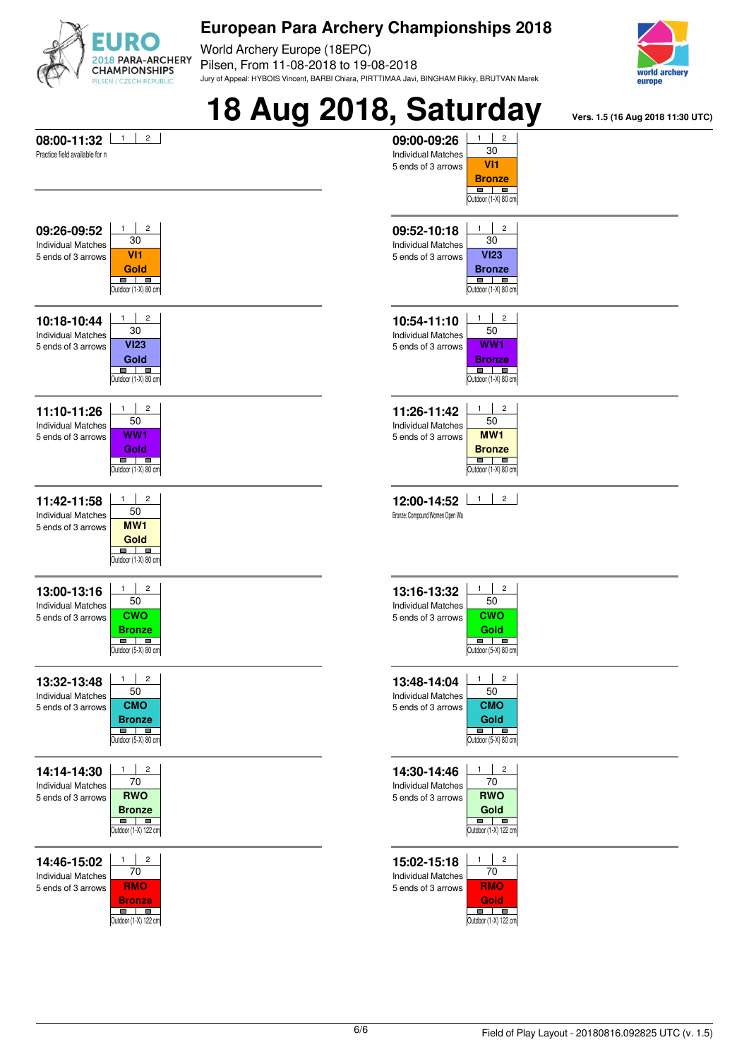# European Para Archery Championships 2018

World Archery Europe (18EPC)
Pilsen, From 11-08-2018 to 19-08-2018
Jury of Appeal: HYBOIS Vincent, BARBI Chiara, PIRTTIMAA Javi, BINGHAM Rikky, BRUTVAN Marek

# 18 Aug 2018, Saturday

Vers. 1.5 (16 Aug 2018 11:30 UTC)

| Time | Event | Targets | Distance | Category | Match | Face |
|---|---|---|---|---|---|---|
| 08:00-11:32 | Practice field available for n | 1, 2 | | | | |
| 09:00-09:26 | Individual Matches, 5 ends of 3 arrows | 1, 2 | 30 | VI1 | Bronze | Outdoor (1-X) 80 cm |
| 09:26-09:52 | Individual Matches, 5 ends of 3 arrows | 1, 2 | 30 | VI1 | Gold | Outdoor (1-X) 80 cm |
| 09:52-10:18 | Individual Matches, 5 ends of 3 arrows | 1, 2 | 30 | VI23 | Bronze | Outdoor (1-X) 80 cm |
| 10:18-10:44 | Individual Matches, 5 ends of 3 arrows | 1, 2 | 30 | VI23 | Gold | Outdoor (1-X) 80 cm |
| 10:54-11:10 | Individual Matches, 5 ends of 3 arrows | 1, 2 | 50 | WW1 | Bronze | Outdoor (1-X) 80 cm |
| 11:10-11:26 | Individual Matches, 5 ends of 3 arrows | 1, 2 | 50 | WW1 | Gold | Outdoor (1-X) 80 cm |
| 11:26-11:42 | Individual Matches, 5 ends of 3 arrows | 1, 2 | 50 | MW1 | Bronze | Outdoor (1-X) 80 cm |
| 11:42-11:58 | Individual Matches, 5 ends of 3 arrows | 1, 2 | 50 | MW1 | Gold | Outdoor (1-X) 80 cm |
| 12:00-14:52 | Bronze: Compound Women Open Wa | 1, 2 | | | | |
| 13:00-13:16 | Individual Matches, 5 ends of 3 arrows | 1, 2 | 50 | CWO | Bronze | Outdoor (5-X) 80 cm |
| 13:16-13:32 | Individual Matches, 5 ends of 3 arrows | 1, 2 | 50 | CWO | Gold | Outdoor (5-X) 80 cm |
| 13:32-13:48 | Individual Matches, 5 ends of 3 arrows | 1, 2 | 50 | CMO | Bronze | Outdoor (5-X) 80 cm |
| 13:48-14:04 | Individual Matches, 5 ends of 3 arrows | 1, 2 | 50 | CMO | Gold | Outdoor (5-X) 80 cm |
| 14:14-14:30 | Individual Matches, 5 ends of 3 arrows | 1, 2 | 70 | RWO | Bronze | Outdoor (1-X) 122 cm |
| 14:30-14:46 | Individual Matches, 5 ends of 3 arrows | 1, 2 | 70 | RWO | Gold | Outdoor (1-X) 122 cm |
| 14:46-15:02 | Individual Matches, 5 ends of 3 arrows | 1, 2 | 70 | RMO | Bronze | Outdoor (1-X) 122 cm |
| 15:02-15:18 | Individual Matches, 5 ends of 3 arrows | 1, 2 | 70 | RMO | Gold | Outdoor (1-X) 122 cm |

Field of Play Layout - 20180816.092825 UTC (v. 1.5)